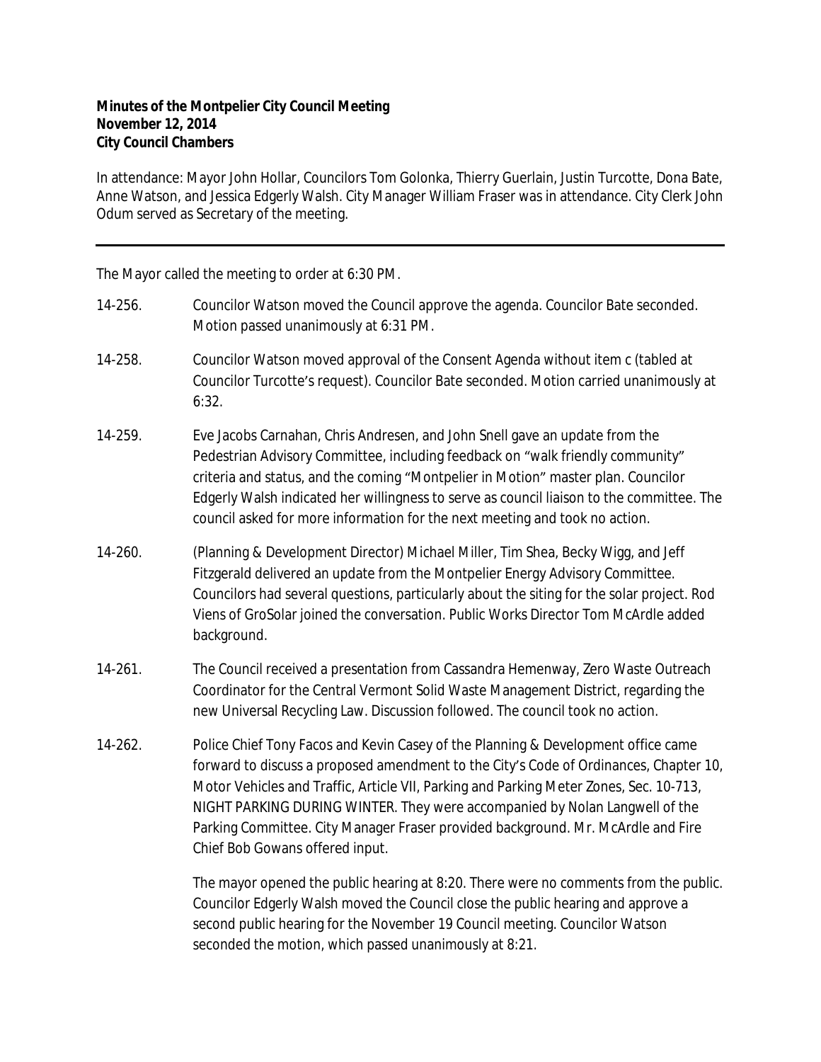**Minutes of the Montpelier City Council Meeting**
**November 12, 2014**
**City Council Chambers**

In attendance: Mayor John Hollar, Councilors Tom Golonka, Thierry Guerlain, Justin Turcotte, Dona Bate, Anne Watson, and Jessica Edgerly Walsh. City Manager William Fraser was in attendance. City Clerk John Odum served as Secretary of the meeting.

---

The Mayor called the meeting to order at 6:30 PM.

14-256. Councilor Watson moved the Council approve the agenda. Councilor Bate seconded. Motion passed unanimously at 6:31 PM.

14-258. Councilor Watson moved approval of the Consent Agenda without item c (tabled at Councilor Turcotte's request). Councilor Bate seconded. Motion carried unanimously at 6:32.

14-259. Eve Jacobs Carnahan, Chris Andresen, and John Snell gave an update from the Pedestrian Advisory Committee, including feedback on "walk friendly community" criteria and status, and the coming "Montpelier in Motion" master plan. Councilor Edgerly Walsh indicated her willingness to serve as council liaison to the committee. The council asked for more information for the next meeting and took no action.

14-260. (Planning & Development Director) Michael Miller, Tim Shea, Becky Wigg, and Jeff Fitzgerald delivered an update from the Montpelier Energy Advisory Committee. Councilors had several questions, particularly about the siting for the solar project. Rod Viens of GroSolar joined the conversation. Public Works Director Tom McArdle added background.

14-261. The Council received a presentation from Cassandra Hemenway, Zero Waste Outreach Coordinator for the Central Vermont Solid Waste Management District, regarding the new Universal Recycling Law. Discussion followed. The council took no action.

14-262. Police Chief Tony Facos and Kevin Casey of the Planning & Development office came forward to discuss a proposed amendment to the City's Code of Ordinances, Chapter 10, Motor Vehicles and Traffic, Article VII, Parking and Parking Meter Zones, Sec. 10-713, NIGHT PARKING DURING WINTER. They were accompanied by Nolan Langwell of the Parking Committee. City Manager Fraser provided background. Mr. McArdle and Fire Chief Bob Gowans offered input.

The mayor opened the public hearing at 8:20. There were no comments from the public. Councilor Edgerly Walsh moved the Council close the public hearing and approve a second public hearing for the November 19 Council meeting. Councilor Watson seconded the motion, which passed unanimously at 8:21.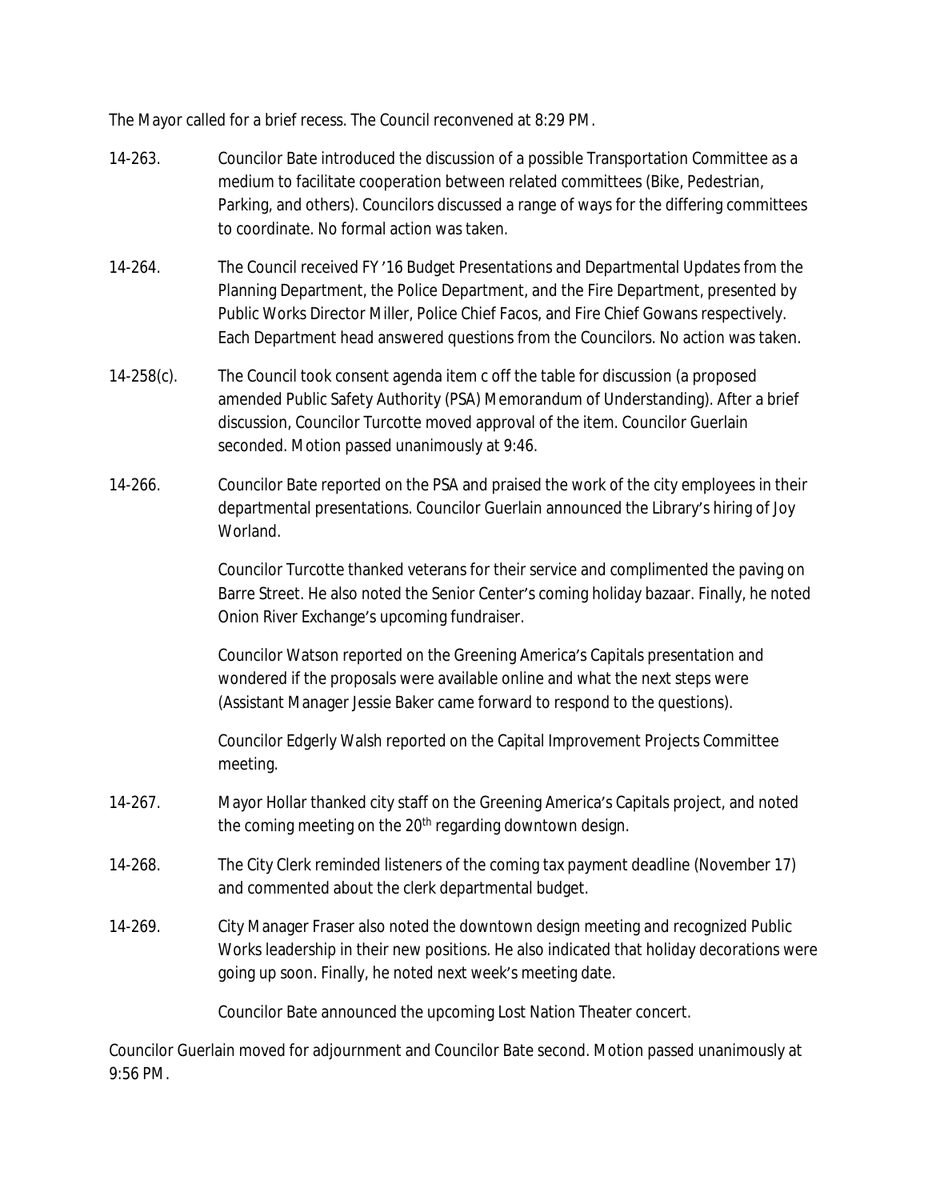The Mayor called for a brief recess. The Council reconvened at 8:29 PM.

14-263. Councilor Bate introduced the discussion of a possible Transportation Committee as a medium to facilitate cooperation between related committees (Bike, Pedestrian, Parking, and others). Councilors discussed a range of ways for the differing committees to coordinate. No formal action was taken.

14-264. The Council received FY '16 Budget Presentations and Departmental Updates from the Planning Department, the Police Department, and the Fire Department, presented by Public Works Director Miller, Police Chief Facos, and Fire Chief Gowans respectively. Each Department head answered questions from the Councilors. No action was taken.

14-258(c). The Council took consent agenda item c off the table for discussion (a proposed amended Public Safety Authority (PSA) Memorandum of Understanding). After a brief discussion, Councilor Turcotte moved approval of the item. Councilor Guerlain seconded. Motion passed unanimously at 9:46.

14-266. Councilor Bate reported on the PSA and praised the work of the city employees in their departmental presentations. Councilor Guerlain announced the Library's hiring of Joy Worland.

Councilor Turcotte thanked veterans for their service and complimented the paving on Barre Street. He also noted the Senior Center's coming holiday bazaar. Finally, he noted Onion River Exchange's upcoming fundraiser.

Councilor Watson reported on the Greening America's Capitals presentation and wondered if the proposals were available online and what the next steps were (Assistant Manager Jessie Baker came forward to respond to the questions).

Councilor Edgerly Walsh reported on the Capital Improvement Projects Committee meeting.

14-267. Mayor Hollar thanked city staff on the Greening America's Capitals project, and noted the coming meeting on the 20th regarding downtown design.

14-268. The City Clerk reminded listeners of the coming tax payment deadline (November 17) and commented about the clerk departmental budget.

14-269. City Manager Fraser also noted the downtown design meeting and recognized Public Works leadership in their new positions. He also indicated that holiday decorations were going up soon. Finally, he noted next week's meeting date.

Councilor Bate announced the upcoming Lost Nation Theater concert.

Councilor Guerlain moved for adjournment and Councilor Bate second. Motion passed unanimously at 9:56 PM.